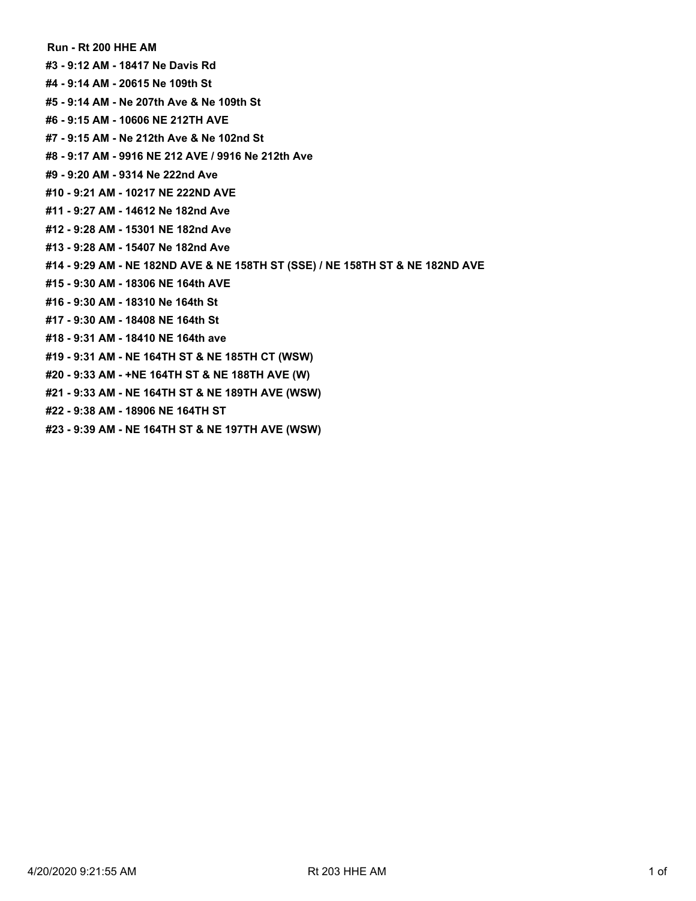**Run - Rt 200 HHE AM**

**#3 - 9:12 AM - 18417 Ne Davis Rd**

**#4 - 9:14 AM - 20615 Ne 109th St**

**#5 - 9:14 AM - Ne 207th Ave & Ne 109th St**

**#6 - 9:15 AM - 10606 NE 212TH AVE**

**#7 - 9:15 AM - Ne 212th Ave & Ne 102nd St**

**#8 - 9:17 AM - 9916 NE 212 AVE / 9916 Ne 212th Ave**

**#9 - 9:20 AM - 9314 Ne 222nd Ave**

**#10 - 9:21 AM - 10217 NE 222ND AVE**

**#11 - 9:27 AM - 14612 Ne 182nd Ave**

**#12 - 9:28 AM - 15301 NE 182nd Ave**

**#13 - 9:28 AM - 15407 Ne 182nd Ave**

**#14 - 9:29 AM - NE 182ND AVE & NE 158TH ST (SSE) / NE 158TH ST & NE 182ND AVE**

**#15 - 9:30 AM - 18306 NE 164th AVE**

**#16 - 9:30 AM - 18310 Ne 164th St**

**#17 - 9:30 AM - 18408 NE 164th St**

**#18 - 9:31 AM - 18410 NE 164th ave**

**#19 - 9:31 AM - NE 164TH ST & NE 185TH CT (WSW)**

**#20 - 9:33 AM - +NE 164TH ST & NE 188TH AVE (W)**

**#21 - 9:33 AM - NE 164TH ST & NE 189TH AVE (WSW)**

**#22 - 9:38 AM - 18906 NE 164TH ST**

**#23 - 9:39 AM - NE 164TH ST & NE 197TH AVE (WSW)**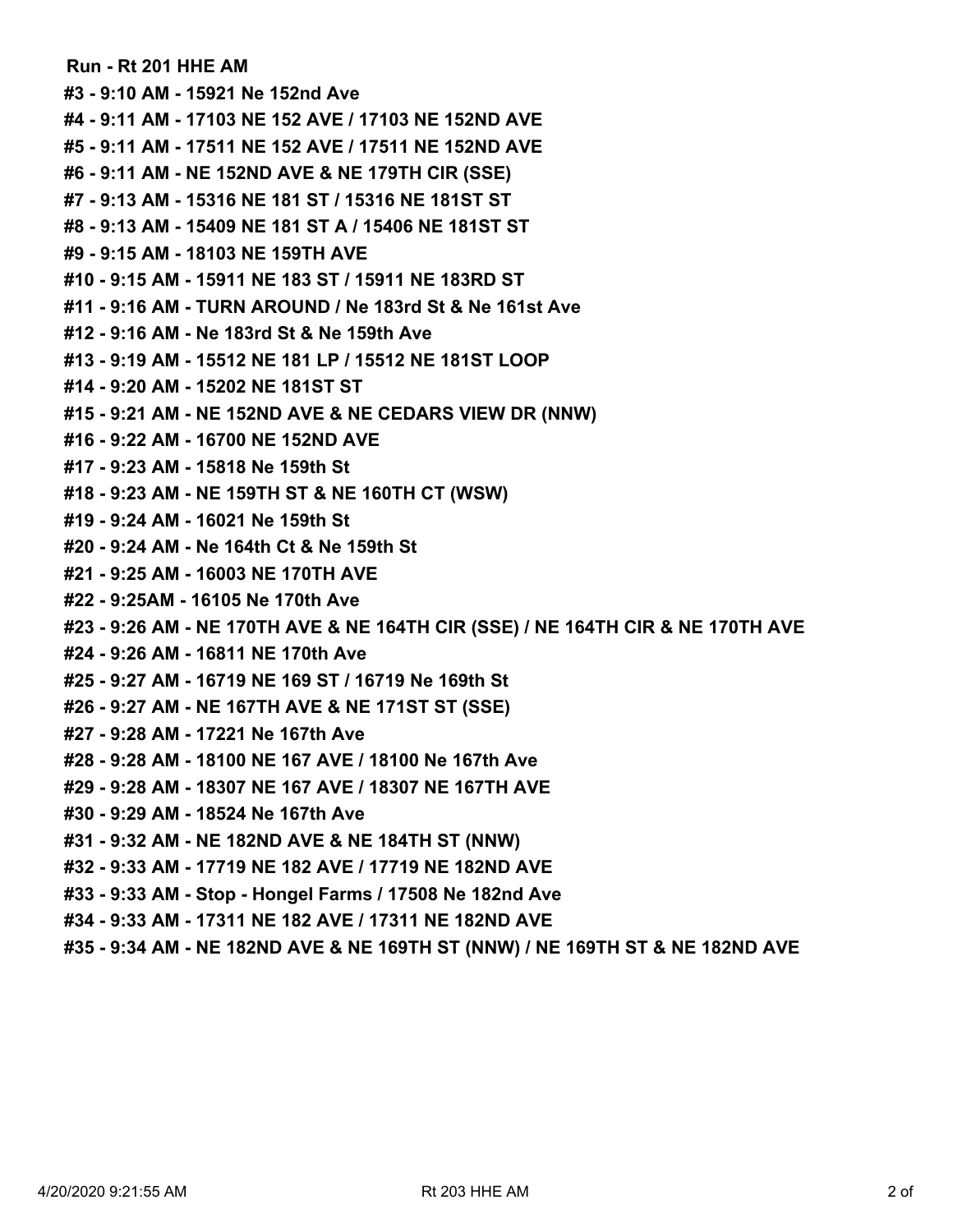**Run - Rt 201 HHE AM**

**#3 - 9:10 AM - 15921 Ne 152nd Ave**

**#4 - 9:11 AM - 17103 NE 152 AVE / 17103 NE 152ND AVE**

**#5 - 9:11 AM - 17511 NE 152 AVE / 17511 NE 152ND AVE**

**#6 - 9:11 AM - NE 152ND AVE & NE 179TH CIR (SSE)**

**#7 - 9:13 AM - 15316 NE 181 ST / 15316 NE 181ST ST**

**#8 - 9:13 AM - 15409 NE 181 ST A / 15406 NE 181ST ST**

**#9 - 9:15 AM - 18103 NE 159TH AVE**

**#10 - 9:15 AM - 15911 NE 183 ST / 15911 NE 183RD ST**

**#11 - 9:16 AM - TURN AROUND / Ne 183rd St & Ne 161st Ave**

**#12 - 9:16 AM - Ne 183rd St & Ne 159th Ave**

**#13 - 9:19 AM - 15512 NE 181 LP / 15512 NE 181ST LOOP**

**#14 - 9:20 AM - 15202 NE 181ST ST**

**#15 - 9:21 AM - NE 152ND AVE & NE CEDARS VIEW DR (NNW)**

**#16 - 9:22 AM - 16700 NE 152ND AVE**

**#17 - 9:23 AM - 15818 Ne 159th St**

**#18 - 9:23 AM - NE 159TH ST & NE 160TH CT (WSW)**

**#19 - 9:24 AM - 16021 Ne 159th St**

**#20 - 9:24 AM - Ne 164th Ct & Ne 159th St**

**#21 - 9:25 AM - 16003 NE 170TH AVE**

**#22 - 9:25AM - 16105 Ne 170th Ave**

**#23 - 9:26 AM - NE 170TH AVE & NE 164TH CIR (SSE) / NE 164TH CIR & NE 170TH AVE**

**#24 - 9:26 AM - 16811 NE 170th Ave**

**#25 - 9:27 AM - 16719 NE 169 ST / 16719 Ne 169th St**

**#26 - 9:27 AM - NE 167TH AVE & NE 171ST ST (SSE)**

**#27 - 9:28 AM - 17221 Ne 167th Ave**

**#28 - 9:28 AM - 18100 NE 167 AVE / 18100 Ne 167th Ave**

**#29 - 9:28 AM - 18307 NE 167 AVE / 18307 NE 167TH AVE**

**#30 - 9:29 AM - 18524 Ne 167th Ave**

**#31 - 9:32 AM - NE 182ND AVE & NE 184TH ST (NNW)**

**#32 - 9:33 AM - 17719 NE 182 AVE / 17719 NE 182ND AVE**

**#33 - 9:33 AM - Stop - Hongel Farms / 17508 Ne 182nd Ave**

**#34 - 9:33 AM - 17311 NE 182 AVE / 17311 NE 182ND AVE**

**#35 - 9:34 AM - NE 182ND AVE & NE 169TH ST (NNW) / NE 169TH ST & NE 182ND AVE**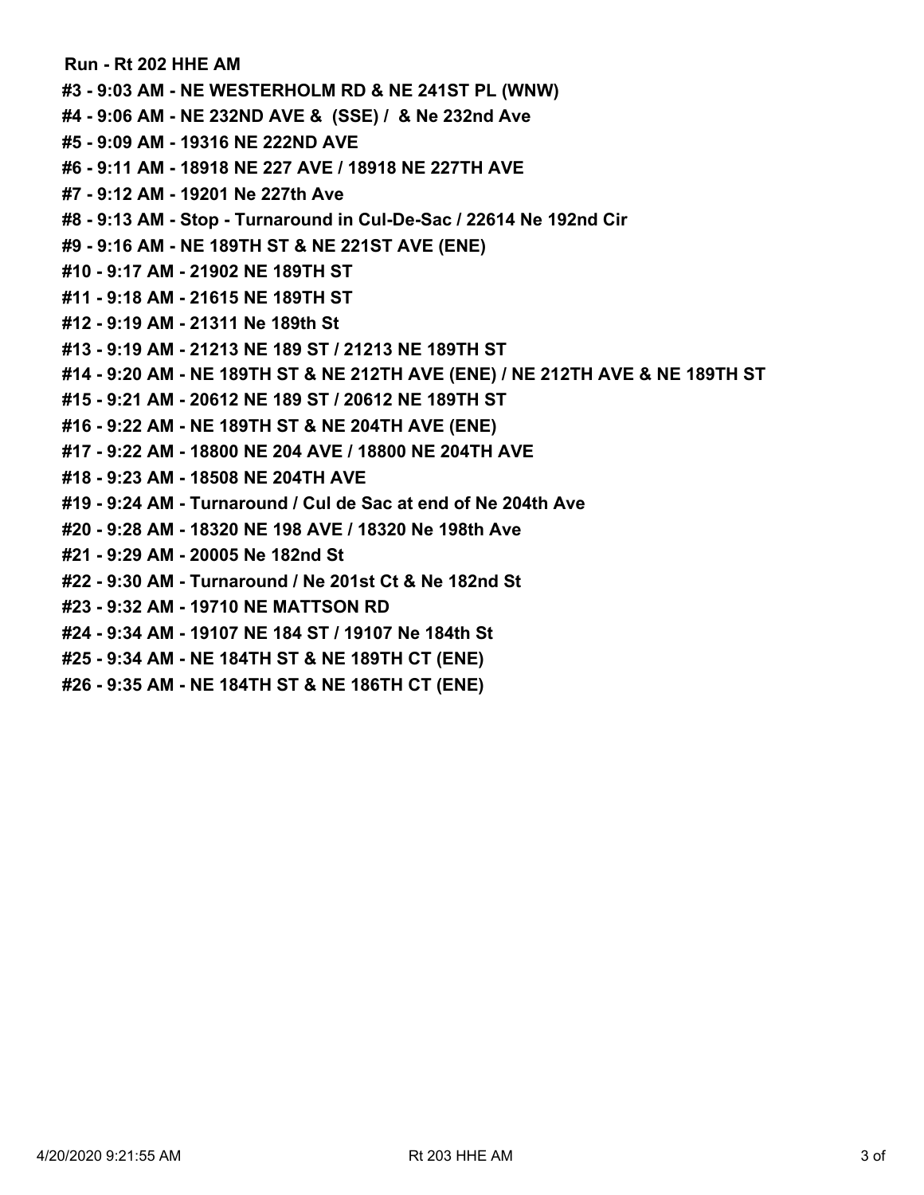**Run - Rt 202 HHE AM**

**#3 - 9:03 AM - NE WESTERHOLM RD & NE 241ST PL (WNW)**

**#4 - 9:06 AM - NE 232ND AVE & (SSE) / & Ne 232nd Ave**

**#5 - 9:09 AM - 19316 NE 222ND AVE**

**#6 - 9:11 AM - 18918 NE 227 AVE / 18918 NE 227TH AVE**

**#7 - 9:12 AM - 19201 Ne 227th Ave**

**#8 - 9:13 AM - Stop - Turnaround in Cul-De-Sac / 22614 Ne 192nd Cir**

**#9 - 9:16 AM - NE 189TH ST & NE 221ST AVE (ENE)**

**#10 - 9:17 AM - 21902 NE 189TH ST**

**#11 - 9:18 AM - 21615 NE 189TH ST**

**#12 - 9:19 AM - 21311 Ne 189th St**

**#13 - 9:19 AM - 21213 NE 189 ST / 21213 NE 189TH ST**

**#14 - 9:20 AM - NE 189TH ST & NE 212TH AVE (ENE) / NE 212TH AVE & NE 189TH ST**

**#15 - 9:21 AM - 20612 NE 189 ST / 20612 NE 189TH ST**

**#16 - 9:22 AM - NE 189TH ST & NE 204TH AVE (ENE)**

**#17 - 9:22 AM - 18800 NE 204 AVE / 18800 NE 204TH AVE**

**#18 - 9:23 AM - 18508 NE 204TH AVE**

**#19 - 9:24 AM - Turnaround / Cul de Sac at end of Ne 204th Ave**

**#20 - 9:28 AM - 18320 NE 198 AVE / 18320 Ne 198th Ave**

**#21 - 9:29 AM - 20005 Ne 182nd St**

**#22 - 9:30 AM - Turnaround / Ne 201st Ct & Ne 182nd St**

**#23 - 9:32 AM - 19710 NE MATTSON RD**

**#24 - 9:34 AM - 19107 NE 184 ST / 19107 Ne 184th St**

**#25 - 9:34 AM - NE 184TH ST & NE 189TH CT (ENE)**

**#26 - 9:35 AM - NE 184TH ST & NE 186TH CT (ENE)**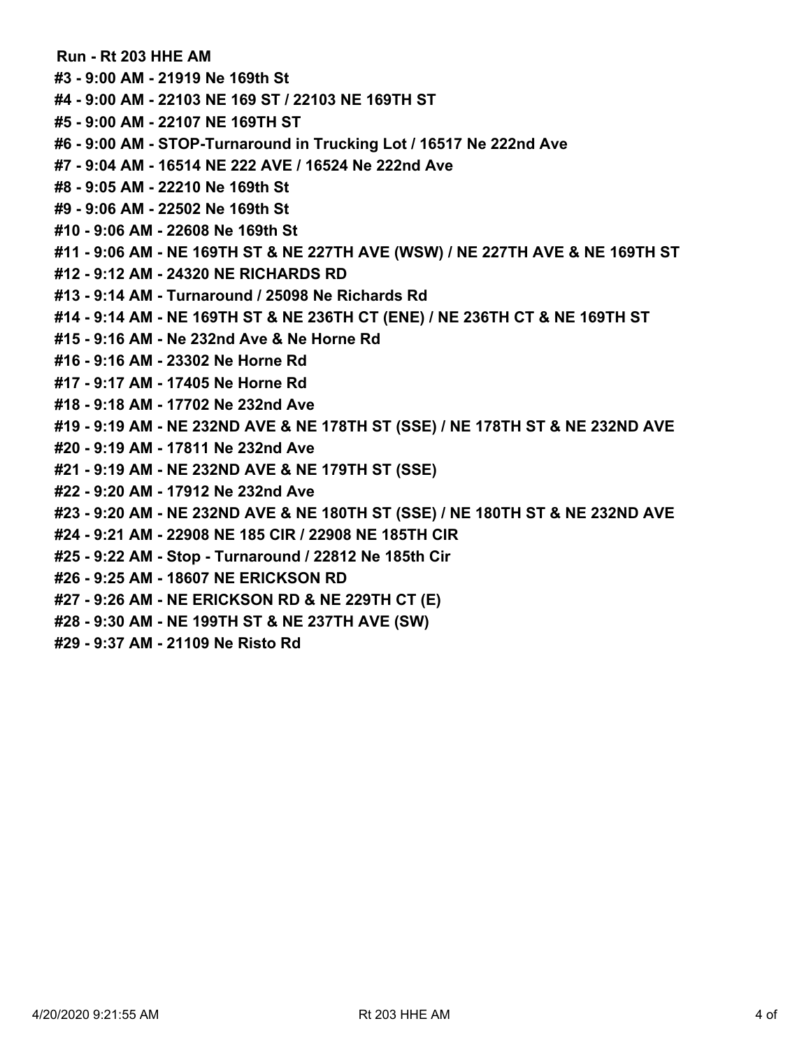**Run - Rt 203 HHE AM**

**#3 - 9:00 AM - 21919 Ne 169th St**

**#4 - 9:00 AM - 22103 NE 169 ST / 22103 NE 169TH ST**

**#5 - 9:00 AM - 22107 NE 169TH ST**

**#6 - 9:00 AM - STOP-Turnaround in Trucking Lot / 16517 Ne 222nd Ave**

**#7 - 9:04 AM - 16514 NE 222 AVE / 16524 Ne 222nd Ave**

**#8 - 9:05 AM - 22210 Ne 169th St**

**#9 - 9:06 AM - 22502 Ne 169th St**

**#10 - 9:06 AM - 22608 Ne 169th St**

**#11 - 9:06 AM - NE 169TH ST & NE 227TH AVE (WSW) / NE 227TH AVE & NE 169TH ST**

**#12 - 9:12 AM - 24320 NE RICHARDS RD**

**#13 - 9:14 AM - Turnaround / 25098 Ne Richards Rd**

**#14 - 9:14 AM - NE 169TH ST & NE 236TH CT (ENE) / NE 236TH CT & NE 169TH ST**

**#15 - 9:16 AM - Ne 232nd Ave & Ne Horne Rd**

**#16 - 9:16 AM - 23302 Ne Horne Rd**

**#17 - 9:17 AM - 17405 Ne Horne Rd**

**#18 - 9:18 AM - 17702 Ne 232nd Ave**

**#19 - 9:19 AM - NE 232ND AVE & NE 178TH ST (SSE) / NE 178TH ST & NE 232ND AVE**

**#20 - 9:19 AM - 17811 Ne 232nd Ave**

**#21 - 9:19 AM - NE 232ND AVE & NE 179TH ST (SSE)**

**#22 - 9:20 AM - 17912 Ne 232nd Ave**

**#23 - 9:20 AM - NE 232ND AVE & NE 180TH ST (SSE) / NE 180TH ST & NE 232ND AVE**

**#24 - 9:21 AM - 22908 NE 185 CIR / 22908 NE 185TH CIR**

**#25 - 9:22 AM - Stop - Turnaround / 22812 Ne 185th Cir**

**#26 - 9:25 AM - 18607 NE ERICKSON RD**

**#27 - 9:26 AM - NE ERICKSON RD & NE 229TH CT (E)**

**#28 - 9:30 AM - NE 199TH ST & NE 237TH AVE (SW)**

**#29 - 9:37 AM - 21109 Ne Risto Rd**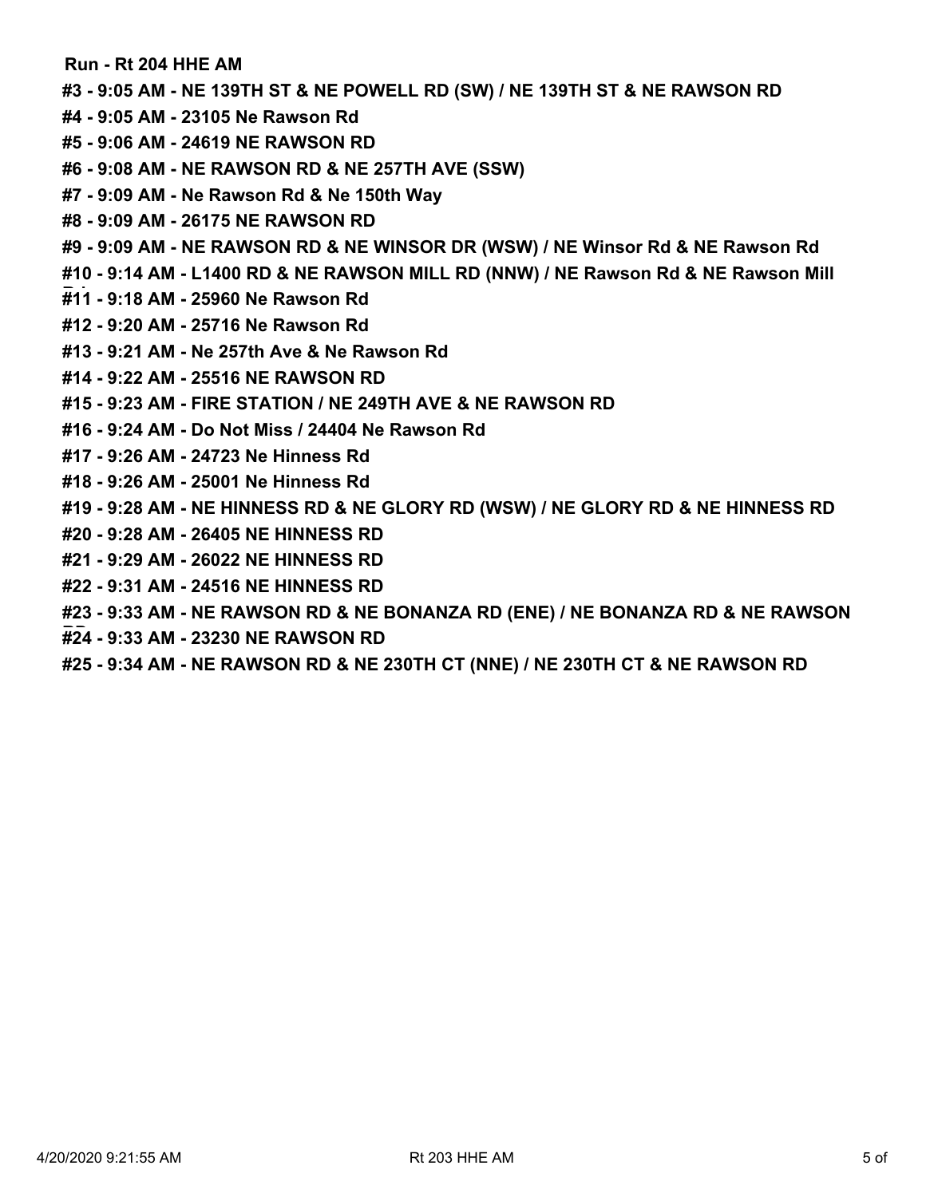**Run - Rt 204 HHE AM**

**#3 - 9:05 AM - NE 139TH ST & NE POWELL RD (SW) / NE 139TH ST & NE RAWSON RD**

**#4 - 9:05 AM - 23105 Ne Rawson Rd**

**#5 - 9:06 AM - 24619 NE RAWSON RD**

**#6 - 9:08 AM - NE RAWSON RD & NE 257TH AVE (SSW)**

**#7 - 9:09 AM - Ne Rawson Rd & Ne 150th Way**

**#8 - 9:09 AM - 26175 NE RAWSON RD**

**#9 - 9:09 AM - NE RAWSON RD & NE WINSOR DR (WSW) / NE Winsor Rd & NE Rawson Rd**

**#10 - 9:14 AM - L1400 RD & NE RAWSON MILL RD (NNW) / NE Rawson Rd & NE Rawson Mill Rd**

**#11 - 9:18 AM - 25960 Ne Rawson Rd**

**#12 - 9:20 AM - 25716 Ne Rawson Rd**

**#13 - 9:21 AM - Ne 257th Ave & Ne Rawson Rd**

**#14 - 9:22 AM - 25516 NE RAWSON RD**

**#15 - 9:23 AM - FIRE STATION / NE 249TH AVE & NE RAWSON RD**

**#16 - 9:24 AM - Do Not Miss / 24404 Ne Rawson Rd**

**#17 - 9:26 AM - 24723 Ne Hinness Rd**

**#18 - 9:26 AM - 25001 Ne Hinness Rd**

**#19 - 9:28 AM - NE HINNESS RD & NE GLORY RD (WSW) / NE GLORY RD & NE HINNESS RD**

**#20 - 9:28 AM - 26405 NE HINNESS RD**

**#21 - 9:29 AM - 26022 NE HINNESS RD**

**#22 - 9:31 AM - 24516 NE HINNESS RD**

**#23 - 9:33 AM - NE RAWSON RD & NE BONANZA RD (ENE) / NE BONANZA RD & NE RAWSON RD**

**#24 - 9:33 AM - 23230 NE RAWSON RD**

**#25 - 9:34 AM - NE RAWSON RD & NE 230TH CT (NNE) / NE 230TH CT & NE RAWSON RD**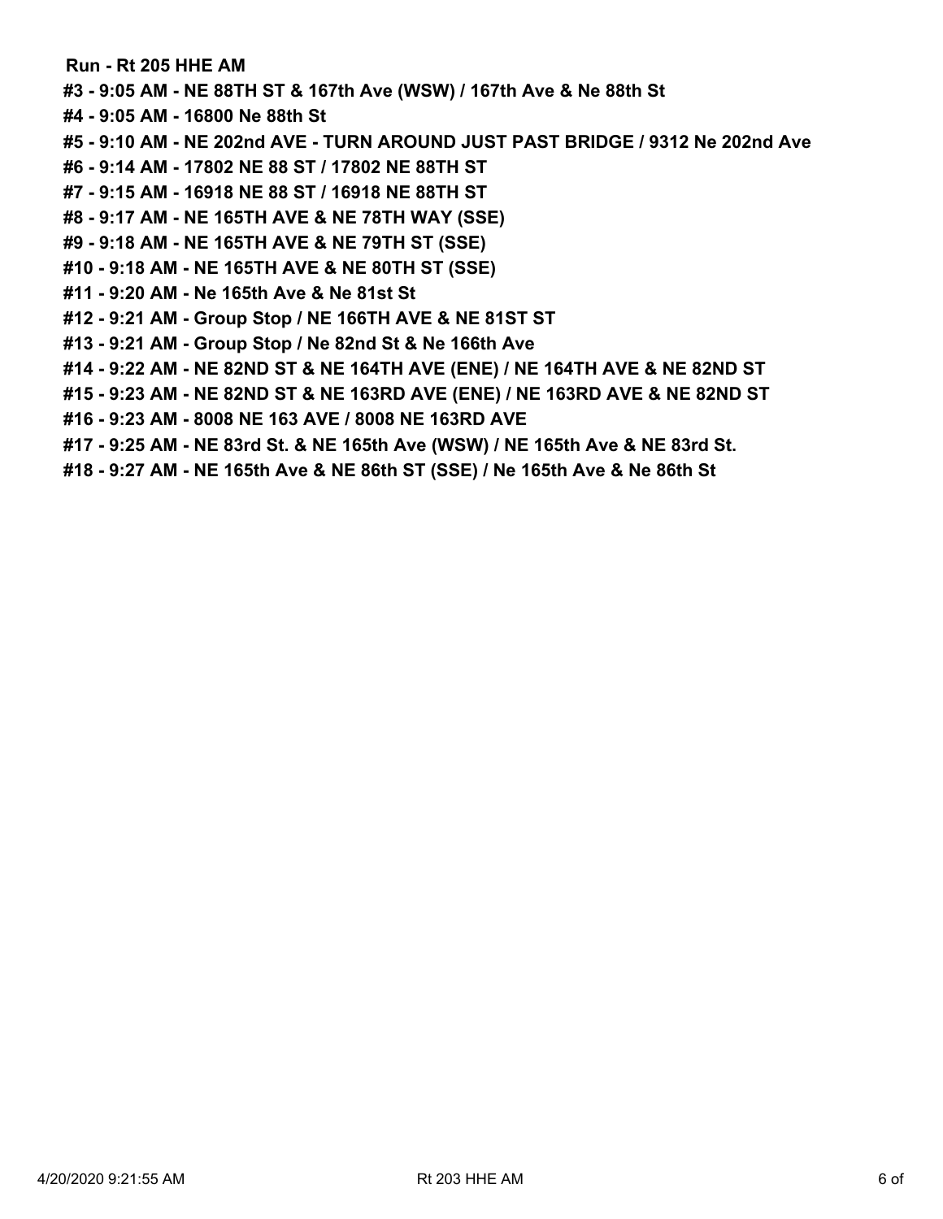**Run - Rt 205 HHE AM**

**#3 - 9:05 AM - NE 88TH ST & 167th Ave (WSW) / 167th Ave & Ne 88th St**

**#4 - 9:05 AM - 16800 Ne 88th St**

**#5 - 9:10 AM - NE 202nd AVE - TURN AROUND JUST PAST BRIDGE / 9312 Ne 202nd Ave**

**#6 - 9:14 AM - 17802 NE 88 ST / 17802 NE 88TH ST**

**#7 - 9:15 AM - 16918 NE 88 ST / 16918 NE 88TH ST**

**#8 - 9:17 AM - NE 165TH AVE & NE 78TH WAY (SSE)**

**#9 - 9:18 AM - NE 165TH AVE & NE 79TH ST (SSE)**

**#10 - 9:18 AM - NE 165TH AVE & NE 80TH ST (SSE)**

**#11 - 9:20 AM - Ne 165th Ave & Ne 81st St**

**#12 - 9:21 AM - Group Stop / NE 166TH AVE & NE 81ST ST**

**#13 - 9:21 AM - Group Stop / Ne 82nd St & Ne 166th Ave**

**#14 - 9:22 AM - NE 82ND ST & NE 164TH AVE (ENE) / NE 164TH AVE & NE 82ND ST**

**#15 - 9:23 AM - NE 82ND ST & NE 163RD AVE (ENE) / NE 163RD AVE & NE 82ND ST**

**#16 - 9:23 AM - 8008 NE 163 AVE / 8008 NE 163RD AVE**

**#17 - 9:25 AM - NE 83rd St. & NE 165th Ave (WSW) / NE 165th Ave & NE 83rd St.**

**#18 - 9:27 AM - NE 165th Ave & NE 86th ST (SSE) / Ne 165th Ave & Ne 86th St**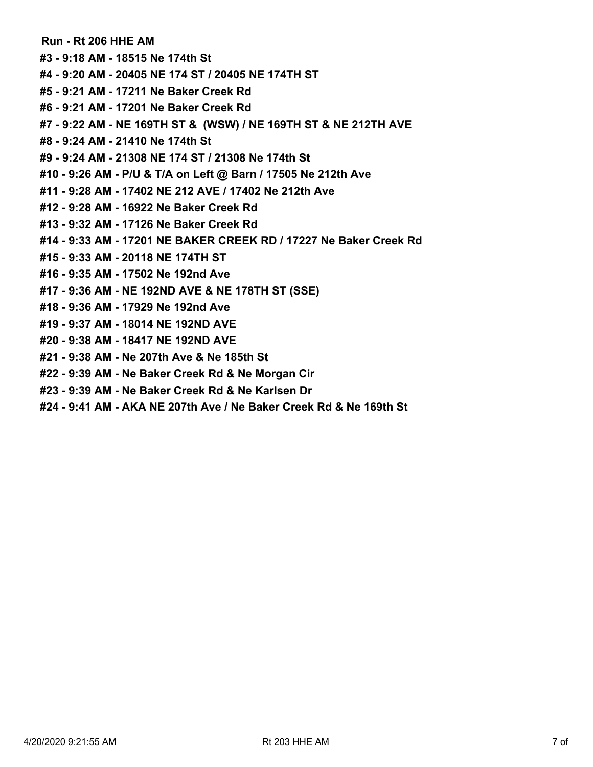**Run - Rt 206 HHE AM**

**#3 - 9:18 AM - 18515 Ne 174th St**

**#4 - 9:20 AM - 20405 NE 174 ST / 20405 NE 174TH ST**

**#5 - 9:21 AM - 17211 Ne Baker Creek Rd**

**#6 - 9:21 AM - 17201 Ne Baker Creek Rd**

**#7 - 9:22 AM - NE 169TH ST & (WSW) / NE 169TH ST & NE 212TH AVE**

**#8 - 9:24 AM - 21410 Ne 174th St**

**#9 - 9:24 AM - 21308 NE 174 ST / 21308 Ne 174th St**

**#10 - 9:26 AM - P/U & T/A on Left @ Barn / 17505 Ne 212th Ave**

**#11 - 9:28 AM - 17402 NE 212 AVE / 17402 Ne 212th Ave**

**#12 - 9:28 AM - 16922 Ne Baker Creek Rd**

**#13 - 9:32 AM - 17126 Ne Baker Creek Rd**

**#14 - 9:33 AM - 17201 NE BAKER CREEK RD / 17227 Ne Baker Creek Rd**

**#15 - 9:33 AM - 20118 NE 174TH ST**

**#16 - 9:35 AM - 17502 Ne 192nd Ave**

**#17 - 9:36 AM - NE 192ND AVE & NE 178TH ST (SSE)**

**#18 - 9:36 AM - 17929 Ne 192nd Ave**

**#19 - 9:37 AM - 18014 NE 192ND AVE**

**#20 - 9:38 AM - 18417 NE 192ND AVE**

**#21 - 9:38 AM - Ne 207th Ave & Ne 185th St**

**#22 - 9:39 AM - Ne Baker Creek Rd & Ne Morgan Cir**

**#23 - 9:39 AM - Ne Baker Creek Rd & Ne Karlsen Dr**

**#24 - 9:41 AM - AKA NE 207th Ave / Ne Baker Creek Rd & Ne 169th St**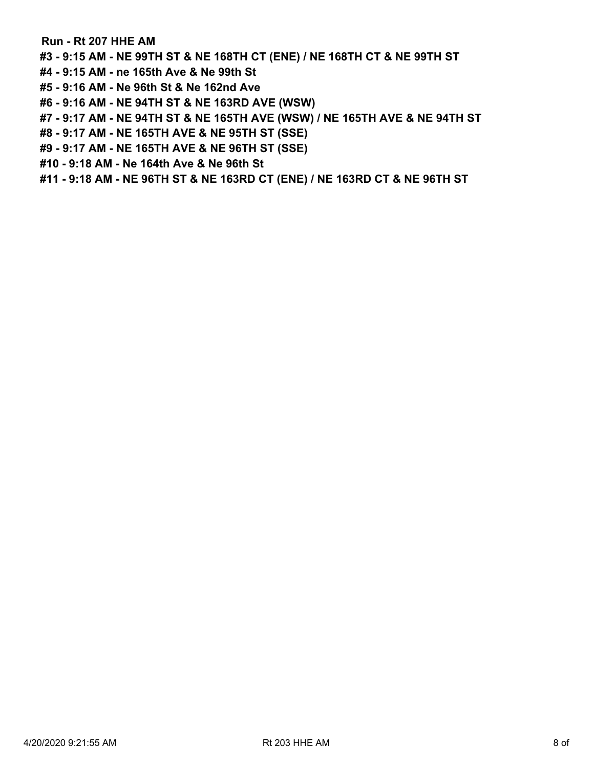**Run - Rt 207 HHE AM**

**#3 - 9:15 AM - NE 99TH ST & NE 168TH CT (ENE) / NE 168TH CT & NE 99TH ST**

**#4 - 9:15 AM - ne 165th Ave & Ne 99th St**

**#5 - 9:16 AM - Ne 96th St & Ne 162nd Ave**

**#6 - 9:16 AM - NE 94TH ST & NE 163RD AVE (WSW)**

**#7 - 9:17 AM - NE 94TH ST & NE 165TH AVE (WSW) / NE 165TH AVE & NE 94TH ST**

**#8 - 9:17 AM - NE 165TH AVE & NE 95TH ST (SSE)**

**#9 - 9:17 AM - NE 165TH AVE & NE 96TH ST (SSE)**

**#10 - 9:18 AM - Ne 164th Ave & Ne 96th St**

**#11 - 9:18 AM - NE 96TH ST & NE 163RD CT (ENE) / NE 163RD CT & NE 96TH ST**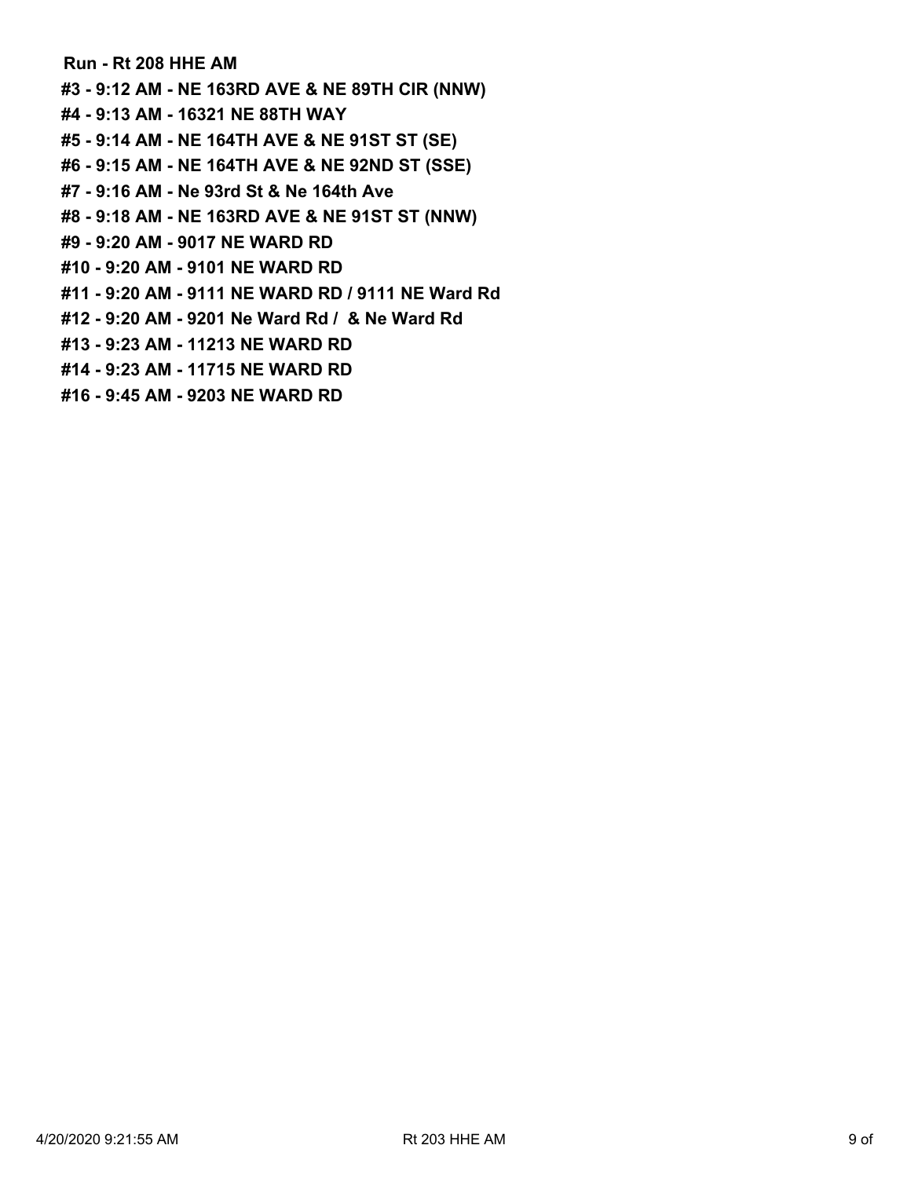**Run - Rt 208 HHE AM**

**#3 - 9:12 AM - NE 163RD AVE & NE 89TH CIR (NNW)**

**#4 - 9:13 AM - 16321 NE 88TH WAY**

**#5 - 9:14 AM - NE 164TH AVE & NE 91ST ST (SE)**

**#6 - 9:15 AM - NE 164TH AVE & NE 92ND ST (SSE)**

**#7 - 9:16 AM - Ne 93rd St & Ne 164th Ave**

**#8 - 9:18 AM - NE 163RD AVE & NE 91ST ST (NNW)**

**#9 - 9:20 AM - 9017 NE WARD RD**

**#10 - 9:20 AM - 9101 NE WARD RD**

**#11 - 9:20 AM - 9111 NE WARD RD / 9111 NE Ward Rd**

**#12 - 9:20 AM - 9201 Ne Ward Rd /  & Ne Ward Rd**

**#13 - 9:23 AM - 11213 NE WARD RD**

**#14 - 9:23 AM - 11715 NE WARD RD**

**#16 - 9:45 AM - 9203 NE WARD RD**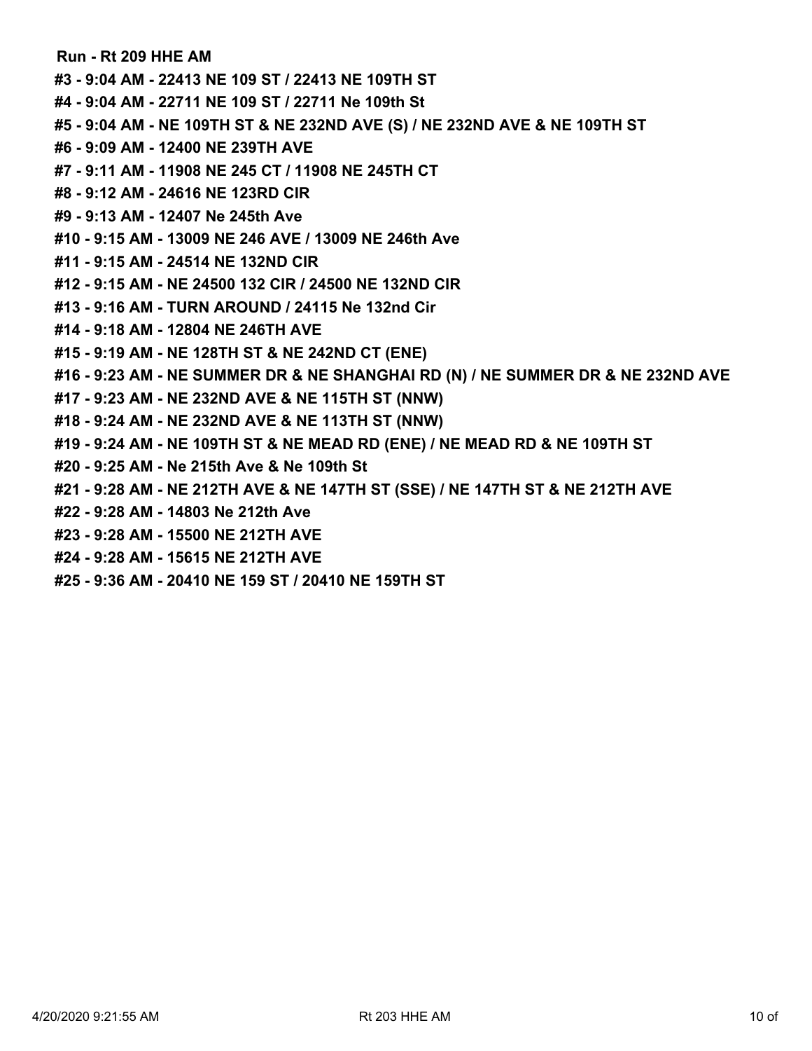**Run - Rt 209 HHE AM**

**#3 - 9:04 AM - 22413 NE 109 ST / 22413 NE 109TH ST**

**#4 - 9:04 AM - 22711 NE 109 ST / 22711 Ne 109th St**

**#5 - 9:04 AM - NE 109TH ST & NE 232ND AVE (S) / NE 232ND AVE & NE 109TH ST**

**#6 - 9:09 AM - 12400 NE 239TH AVE**

**#7 - 9:11 AM - 11908 NE 245 CT / 11908 NE 245TH CT**

**#8 - 9:12 AM - 24616 NE 123RD CIR**

**#9 - 9:13 AM - 12407 Ne 245th Ave**

**#10 - 9:15 AM - 13009 NE 246 AVE / 13009 NE 246th Ave**

**#11 - 9:15 AM - 24514 NE 132ND CIR**

**#12 - 9:15 AM - NE 24500 132 CIR / 24500 NE 132ND CIR**

**#13 - 9:16 AM - TURN AROUND / 24115 Ne 132nd Cir**

**#14 - 9:18 AM - 12804 NE 246TH AVE**

**#15 - 9:19 AM - NE 128TH ST & NE 242ND CT (ENE)**

**#16 - 9:23 AM - NE SUMMER DR & NE SHANGHAI RD (N) / NE SUMMER DR & NE 232ND AVE**

**#17 - 9:23 AM - NE 232ND AVE & NE 115TH ST (NNW)**

**#18 - 9:24 AM - NE 232ND AVE & NE 113TH ST (NNW)**

**#19 - 9:24 AM - NE 109TH ST & NE MEAD RD (ENE) / NE MEAD RD & NE 109TH ST**

**#20 - 9:25 AM - Ne 215th Ave & Ne 109th St**

**#21 - 9:28 AM - NE 212TH AVE & NE 147TH ST (SSE) / NE 147TH ST & NE 212TH AVE**

**#22 - 9:28 AM - 14803 Ne 212th Ave**

**#23 - 9:28 AM - 15500 NE 212TH AVE**

**#24 - 9:28 AM - 15615 NE 212TH AVE**

**#25 - 9:36 AM - 20410 NE 159 ST / 20410 NE 159TH ST**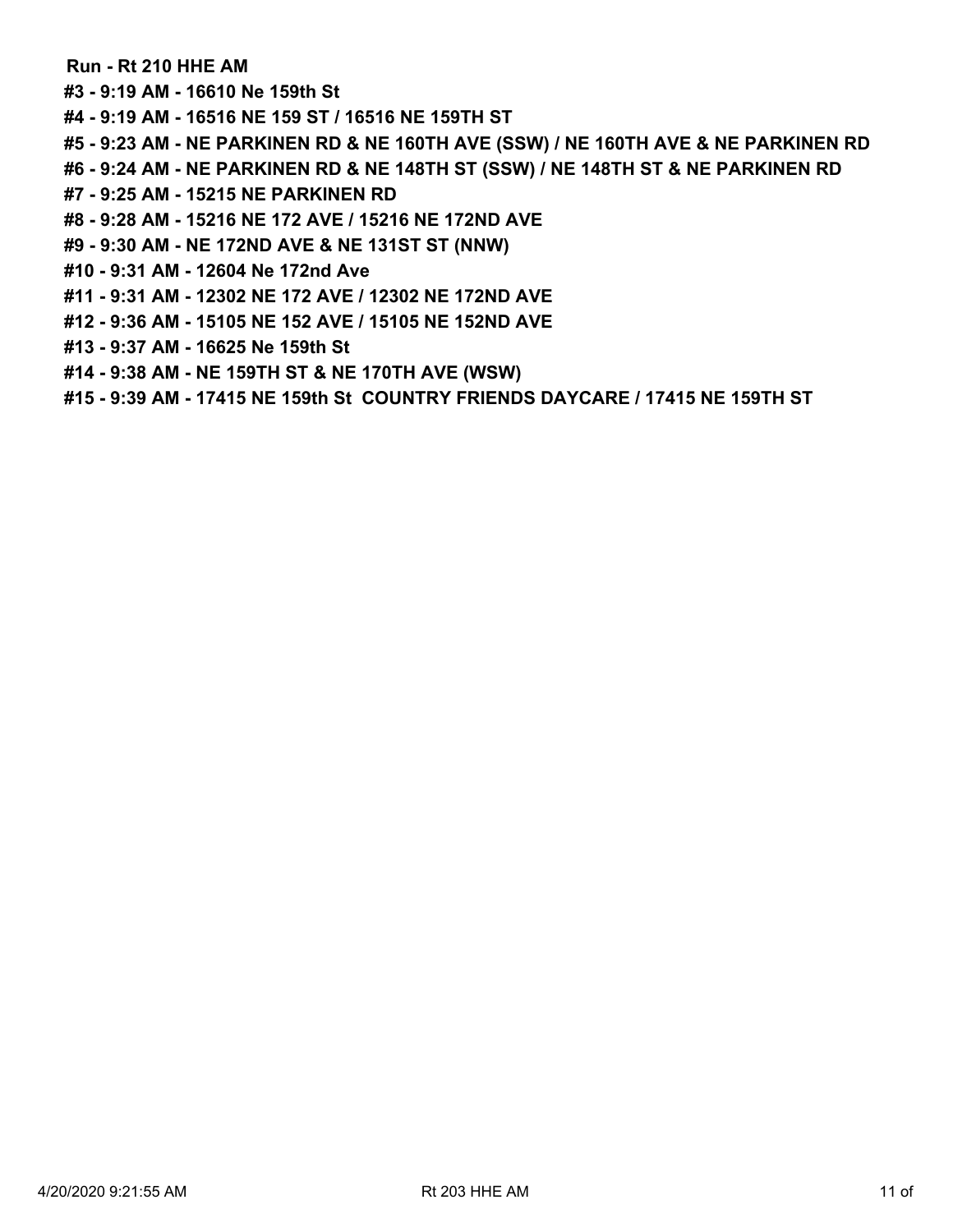**Run - Rt 210 HHE AM**

**#3 - 9:19 AM - 16610 Ne 159th St**

**#4 - 9:19 AM - 16516 NE 159 ST / 16516 NE 159TH ST**

**#5 - 9:23 AM - NE PARKINEN RD & NE 160TH AVE (SSW) / NE 160TH AVE & NE PARKINEN RD**

**#6 - 9:24 AM - NE PARKINEN RD & NE 148TH ST (SSW) / NE 148TH ST & NE PARKINEN RD**

**#7 - 9:25 AM - 15215 NE PARKINEN RD**

**#8 - 9:28 AM - 15216 NE 172 AVE / 15216 NE 172ND AVE**

**#9 - 9:30 AM - NE 172ND AVE & NE 131ST ST (NNW)**

**#10 - 9:31 AM - 12604 Ne 172nd Ave**

**#11 - 9:31 AM - 12302 NE 172 AVE / 12302 NE 172ND AVE**

**#12 - 9:36 AM - 15105 NE 152 AVE / 15105 NE 152ND AVE**

**#13 - 9:37 AM - 16625 Ne 159th St**

**#14 - 9:38 AM - NE 159TH ST & NE 170TH AVE (WSW)**

**#15 - 9:39 AM - 17415 NE 159th St COUNTRY FRIENDS DAYCARE / 17415 NE 159TH ST**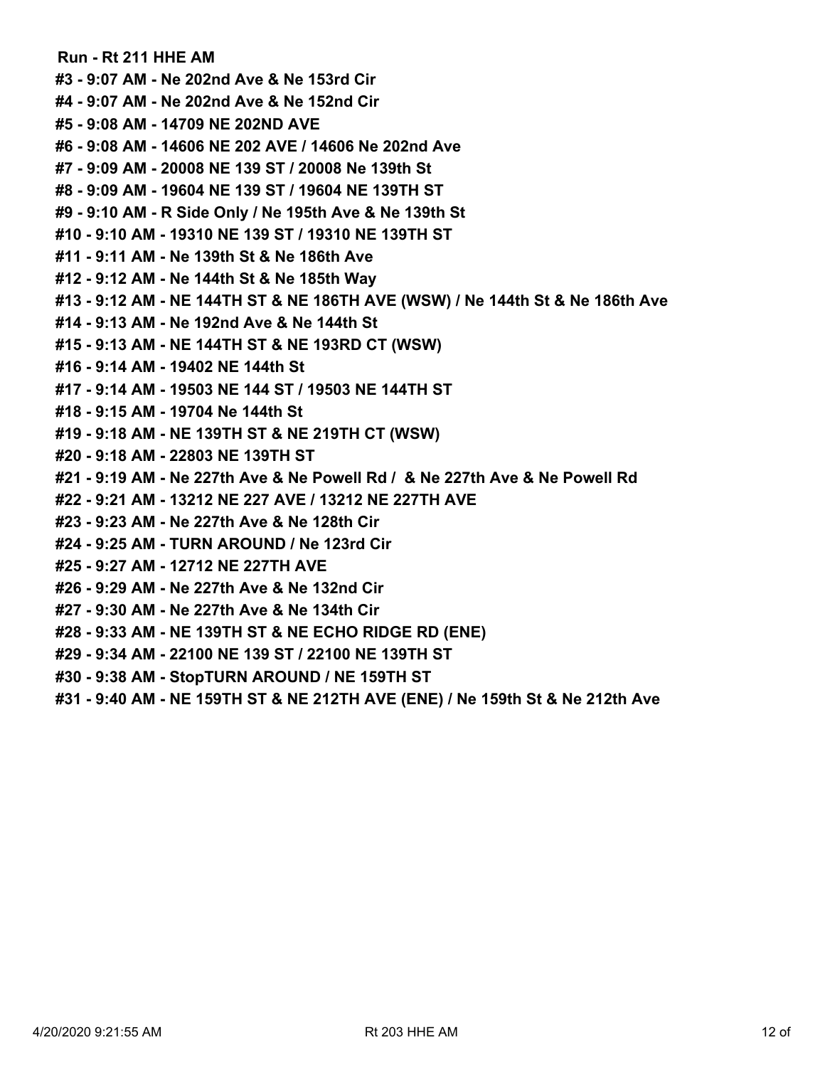**Run - Rt 211 HHE AM**

**#3 - 9:07 AM - Ne 202nd Ave & Ne 153rd Cir**

**#4 - 9:07 AM - Ne 202nd Ave & Ne 152nd Cir**

**#5 - 9:08 AM - 14709 NE 202ND AVE**

**#6 - 9:08 AM - 14606 NE 202 AVE / 14606 Ne 202nd Ave**

**#7 - 9:09 AM - 20008 NE 139 ST / 20008 Ne 139th St**

**#8 - 9:09 AM - 19604 NE 139 ST / 19604 NE 139TH ST**

**#9 - 9:10 AM - R Side Only / Ne 195th Ave & Ne 139th St**

**#10 - 9:10 AM - 19310 NE 139 ST / 19310 NE 139TH ST**

**#11 - 9:11 AM - Ne 139th St & Ne 186th Ave**

**#12 - 9:12 AM - Ne 144th St & Ne 185th Way**

**#13 - 9:12 AM - NE 144TH ST & NE 186TH AVE (WSW) / Ne 144th St & Ne 186th Ave**

**#14 - 9:13 AM - Ne 192nd Ave & Ne 144th St**

**#15 - 9:13 AM - NE 144TH ST & NE 193RD CT (WSW)**

**#16 - 9:14 AM - 19402 NE 144th St**

**#17 - 9:14 AM - 19503 NE 144 ST / 19503 NE 144TH ST**

**#18 - 9:15 AM - 19704 Ne 144th St**

**#19 - 9:18 AM - NE 139TH ST & NE 219TH CT (WSW)**

**#20 - 9:18 AM - 22803 NE 139TH ST**

**#21 - 9:19 AM - Ne 227th Ave & Ne Powell Rd /  & Ne 227th Ave & Ne Powell Rd**

**#22 - 9:21 AM - 13212 NE 227 AVE / 13212 NE 227TH AVE**

**#23 - 9:23 AM - Ne 227th Ave & Ne 128th Cir**

**#24 - 9:25 AM - TURN AROUND / Ne 123rd Cir**

**#25 - 9:27 AM - 12712 NE 227TH AVE**

**#26 - 9:29 AM - Ne 227th Ave & Ne 132nd Cir**

**#27 - 9:30 AM - Ne 227th Ave & Ne 134th Cir**

**#28 - 9:33 AM - NE 139TH ST & NE ECHO RIDGE RD (ENE)**

**#29 - 9:34 AM - 22100 NE 139 ST / 22100 NE 139TH ST**

**#30 - 9:38 AM - StopTURN AROUND / NE 159TH ST**

**#31 - 9:40 AM - NE 159TH ST & NE 212TH AVE (ENE) / Ne 159th St & Ne 212th Ave**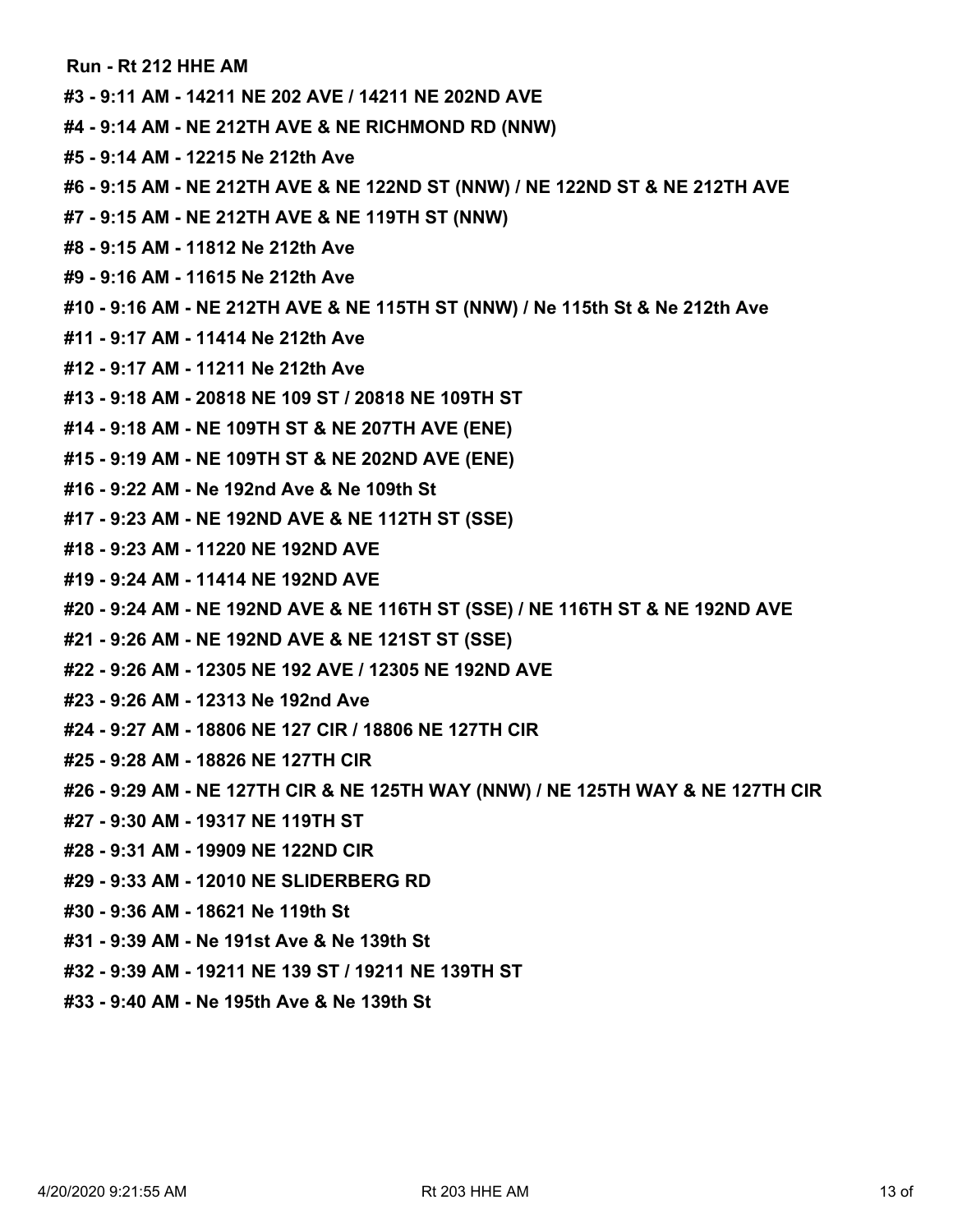**Run - Rt 212 HHE AM**

**#3 - 9:11 AM - 14211 NE 202 AVE / 14211 NE 202ND AVE**

**#4 - 9:14 AM - NE 212TH AVE & NE RICHMOND RD (NNW)**

**#5 - 9:14 AM - 12215 Ne 212th Ave**

**#6 - 9:15 AM - NE 212TH AVE & NE 122ND ST (NNW) / NE 122ND ST & NE 212TH AVE**

**#7 - 9:15 AM - NE 212TH AVE & NE 119TH ST (NNW)**

**#8 - 9:15 AM - 11812 Ne 212th Ave**

**#9 - 9:16 AM - 11615 Ne 212th Ave**

**#10 - 9:16 AM - NE 212TH AVE & NE 115TH ST (NNW) / Ne 115th St & Ne 212th Ave**

**#11 - 9:17 AM - 11414 Ne 212th Ave**

**#12 - 9:17 AM - 11211 Ne 212th Ave**

**#13 - 9:18 AM - 20818 NE 109 ST / 20818 NE 109TH ST**

**#14 - 9:18 AM - NE 109TH ST & NE 207TH AVE (ENE)**

**#15 - 9:19 AM - NE 109TH ST & NE 202ND AVE (ENE)**

**#16 - 9:22 AM - Ne 192nd Ave & Ne 109th St**

**#17 - 9:23 AM - NE 192ND AVE & NE 112TH ST (SSE)**

**#18 - 9:23 AM - 11220 NE 192ND AVE**

**#19 - 9:24 AM - 11414 NE 192ND AVE**

**#20 - 9:24 AM - NE 192ND AVE & NE 116TH ST (SSE) / NE 116TH ST & NE 192ND AVE**

**#21 - 9:26 AM - NE 192ND AVE & NE 121ST ST (SSE)**

**#22 - 9:26 AM - 12305 NE 192 AVE / 12305 NE 192ND AVE**

**#23 - 9:26 AM - 12313 Ne 192nd Ave**

**#24 - 9:27 AM - 18806 NE 127 CIR / 18806 NE 127TH CIR**

**#25 - 9:28 AM - 18826 NE 127TH CIR**

**#26 - 9:29 AM - NE 127TH CIR & NE 125TH WAY (NNW) / NE 125TH WAY & NE 127TH CIR**

**#27 - 9:30 AM - 19317 NE 119TH ST**

**#28 - 9:31 AM - 19909 NE 122ND CIR**

**#29 - 9:33 AM - 12010 NE SLIDERBERG RD**

**#30 - 9:36 AM - 18621 Ne 119th St**

**#31 - 9:39 AM - Ne 191st Ave & Ne 139th St**

**#32 - 9:39 AM - 19211 NE 139 ST / 19211 NE 139TH ST**

**#33 - 9:40 AM - Ne 195th Ave & Ne 139th St**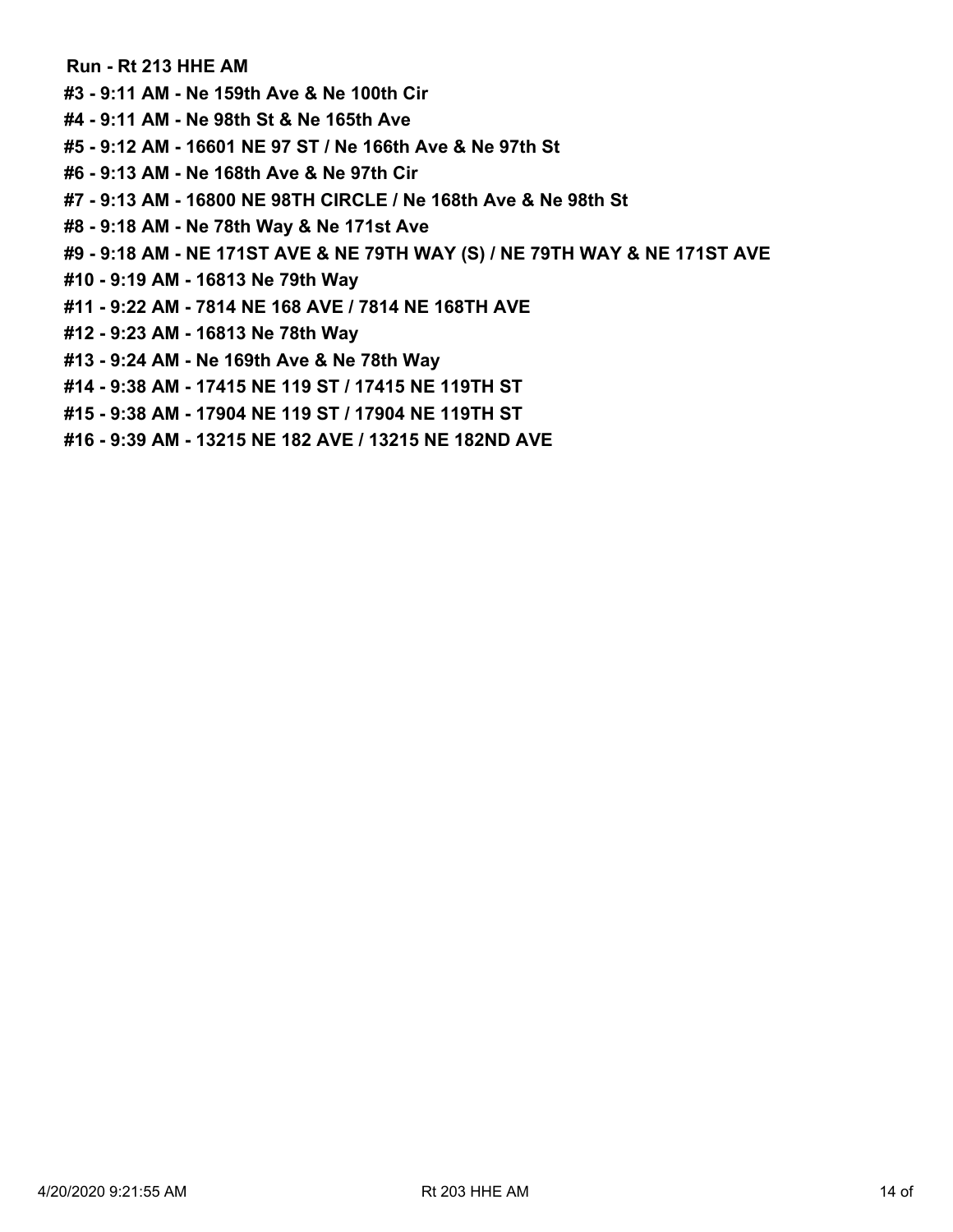**Run - Rt 213 HHE AM**

**#3 - 9:11 AM - Ne 159th Ave & Ne 100th Cir**

**#4 - 9:11 AM - Ne 98th St & Ne 165th Ave**

**#5 - 9:12 AM - 16601 NE 97 ST / Ne 166th Ave & Ne 97th St**

**#6 - 9:13 AM - Ne 168th Ave & Ne 97th Cir**

**#7 - 9:13 AM - 16800 NE 98TH CIRCLE / Ne 168th Ave & Ne 98th St**

**#8 - 9:18 AM - Ne 78th Way & Ne 171st Ave**

**#9 - 9:18 AM - NE 171ST AVE & NE 79TH WAY (S) / NE 79TH WAY & NE 171ST AVE**

**#10 - 9:19 AM - 16813 Ne 79th Way**

**#11 - 9:22 AM - 7814 NE 168 AVE / 7814 NE 168TH AVE**

**#12 - 9:23 AM - 16813 Ne 78th Way**

**#13 - 9:24 AM - Ne 169th Ave & Ne 78th Way**

**#14 - 9:38 AM - 17415 NE 119 ST / 17415 NE 119TH ST**

**#15 - 9:38 AM - 17904 NE 119 ST / 17904 NE 119TH ST**

**#16 - 9:39 AM - 13215 NE 182 AVE / 13215 NE 182ND AVE**